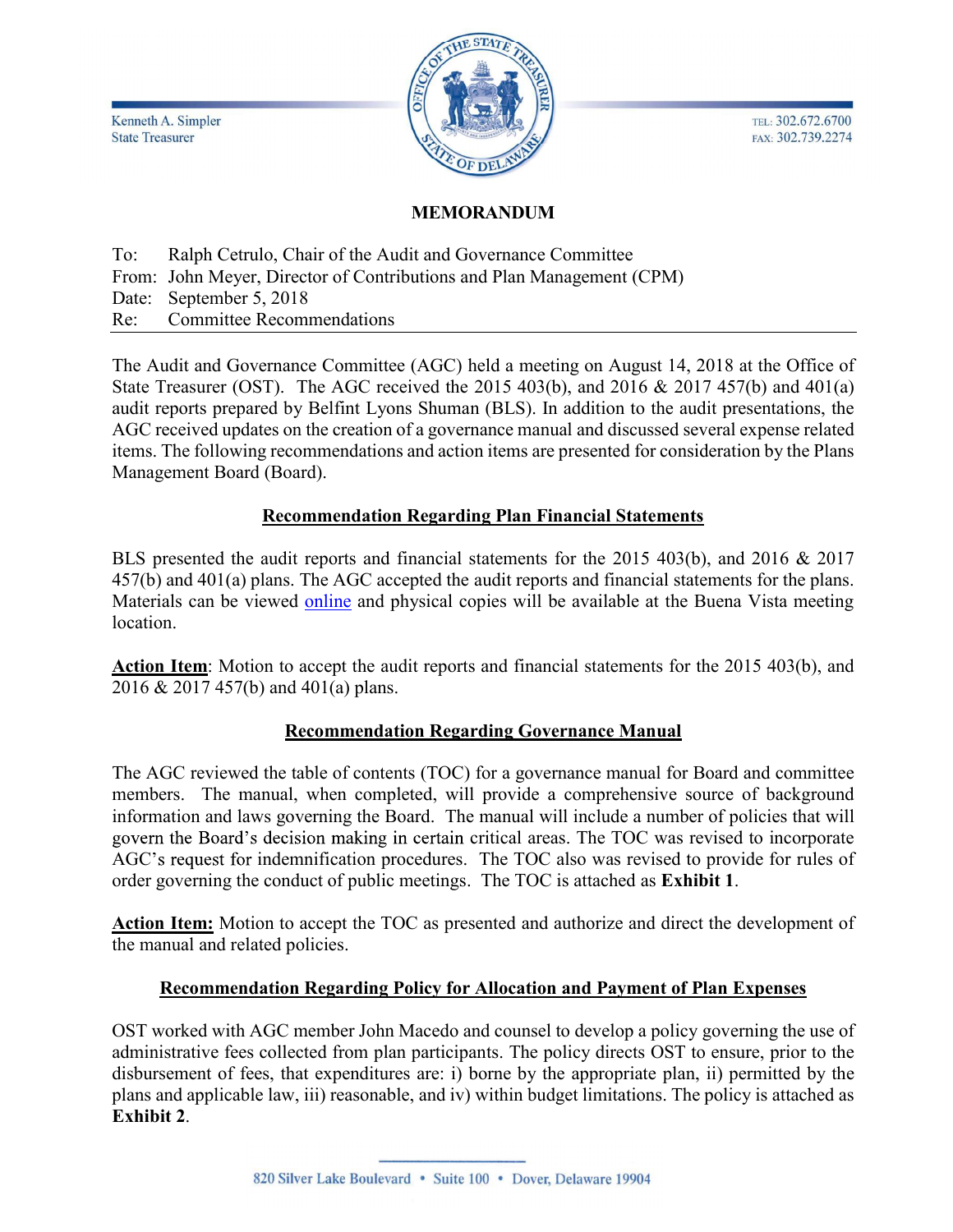Kenneth A. Simpler
State Treasurer

TEL: 302.672.6700
FAX: 302.739.2274

# MEMORANDUM

To: Ralph Cetrulo, Chair of the Audit and Governance Committee
From: John Meyer, Director of Contributions and Plan Management (CPM)
Date: September 5, 2018
Re: Committee Recommendations

---

The Audit and Governance Committee (AGC) held a meeting on August 14, 2018 at the Office of State Treasurer (OST). The AGC received the 2015 403(b), and 2016 & 2017 457(b) and 401(a) audit reports prepared by Belfint Lyons Shuman (BLS). In addition to the audit presentations, the AGC received updates on the creation of a governance manual and discussed several expense related items. The following recommendations and action items are presented for consideration by the Plans Management Board (Board).

## Recommendation Regarding Plan Financial Statements

BLS presented the audit reports and financial statements for the 2015 403(b), and 2016 & 2017 457(b) and 401(a) plans. The AGC accepted the audit reports and financial statements for the plans. Materials can be viewed online and physical copies will be available at the Buena Vista meeting location.

**Action Item**: Motion to accept the audit reports and financial statements for the 2015 403(b), and 2016 & 2017 457(b) and 401(a) plans.

## Recommendation Regarding Governance Manual

The AGC reviewed the table of contents (TOC) for a governance manual for Board and committee members. The manual, when completed, will provide a comprehensive source of background information and laws governing the Board. The manual will include a number of policies that will govern the Board's decision making in certain critical areas. The TOC was revised to incorporate AGC's request for indemnification procedures. The TOC also was revised to provide for rules of order governing the conduct of public meetings. The TOC is attached as **Exhibit 1**.

**Action Item:** Motion to accept the TOC as presented and authorize and direct the development of the manual and related policies.

## Recommendation Regarding Policy for Allocation and Payment of Plan Expenses

OST worked with AGC member John Macedo and counsel to develop a policy governing the use of administrative fees collected from plan participants. The policy directs OST to ensure, prior to the disbursement of fees, that expenditures are: i) borne by the appropriate plan, ii) permitted by the plans and applicable law, iii) reasonable, and iv) within budget limitations. The policy is attached as **Exhibit 2**.

820 Silver Lake Boulevard • Suite 100 • Dover, Delaware 19904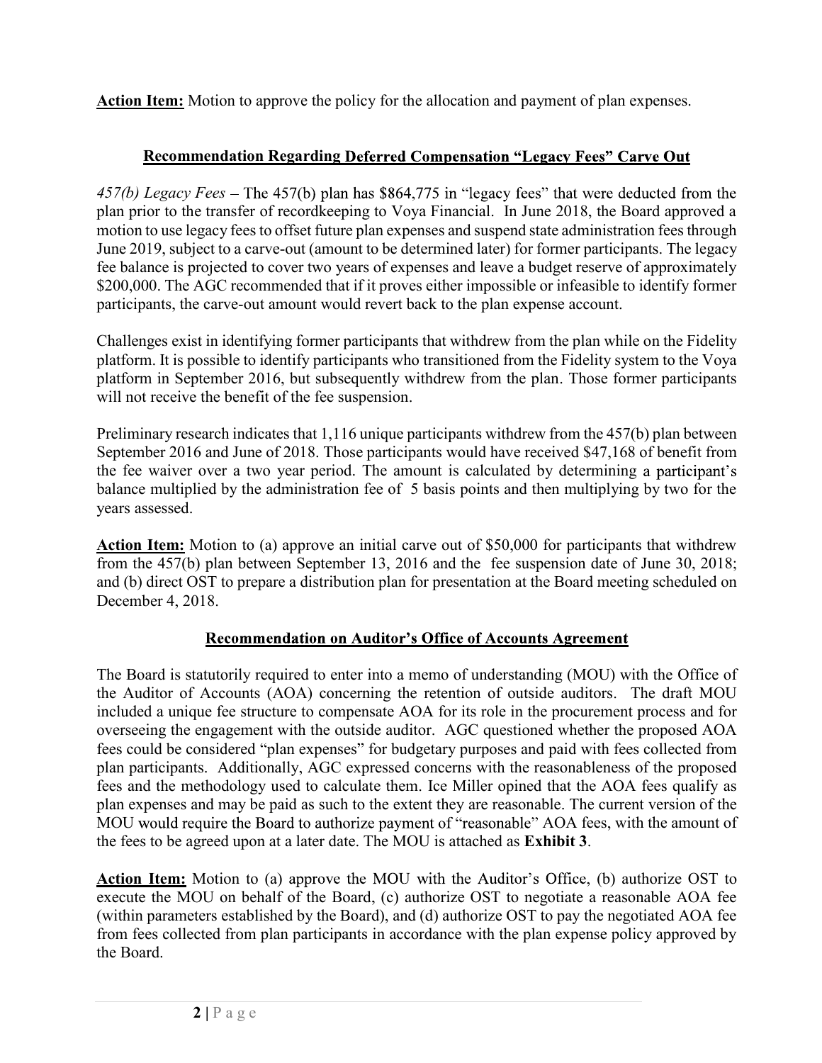**Action Item:** Motion to approve the policy for the allocation and payment of plan expenses.

## Recommendation Regarding Deferred Compensation "Legacy Fees" Carve Out

*457(b) Legacy Fees* – The 457(b) plan has $864,775 in "legacy fees" that were deducted from the plan prior to the transfer of recordkeeping to Voya Financial. In June 2018, the Board approved a motion to use legacy fees to offset future plan expenses and suspend state administration fees through June 2019, subject to a carve-out (amount to be determined later) for former participants. The legacy fee balance is projected to cover two years of expenses and leave a budget reserve of approximately $200,000. The AGC recommended that if it proves either impossible or infeasible to identify former participants, the carve-out amount would revert back to the plan expense account.

Challenges exist in identifying former participants that withdrew from the plan while on the Fidelity platform. It is possible to identify participants who transitioned from the Fidelity system to the Voya platform in September 2016, but subsequently withdrew from the plan. Those former participants will not receive the benefit of the fee suspension.

Preliminary research indicates that 1,116 unique participants withdrew from the 457(b) plan between September 2016 and June of 2018. Those participants would have received $47,168 of benefit from the fee waiver over a two year period. The amount is calculated by determining a participant's balance multiplied by the administration fee of 5 basis points and then multiplying by two for the years assessed.

**Action Item:** Motion to (a) approve an initial carve out of $50,000 for participants that withdrew from the 457(b) plan between September 13, 2016 and the fee suspension date of June 30, 2018; and (b) direct OST to prepare a distribution plan for presentation at the Board meeting scheduled on December 4, 2018.

## Recommendation on Auditor's Office of Accounts Agreement

The Board is statutorily required to enter into a memo of understanding (MOU) with the Office of the Auditor of Accounts (AOA) concerning the retention of outside auditors. The draft MOU included a unique fee structure to compensate AOA for its role in the procurement process and for overseeing the engagement with the outside auditor. AGC questioned whether the proposed AOA fees could be considered "plan expenses" for budgetary purposes and paid with fees collected from plan participants. Additionally, AGC expressed concerns with the reasonableness of the proposed fees and the methodology used to calculate them. Ice Miller opined that the AOA fees qualify as plan expenses and may be paid as such to the extent they are reasonable. The current version of the MOU would require the Board to authorize payment of "reasonable" AOA fees, with the amount of the fees to be agreed upon at a later date. The MOU is attached as **Exhibit 3**.

**Action Item:** Motion to (a) approve the MOU with the Auditor's Office, (b) authorize OST to execute the MOU on behalf of the Board, (c) authorize OST to negotiate a reasonable AOA fee (within parameters established by the Board), and (d) authorize OST to pay the negotiated AOA fee from fees collected from plan participants in accordance with the plan expense policy approved by the Board.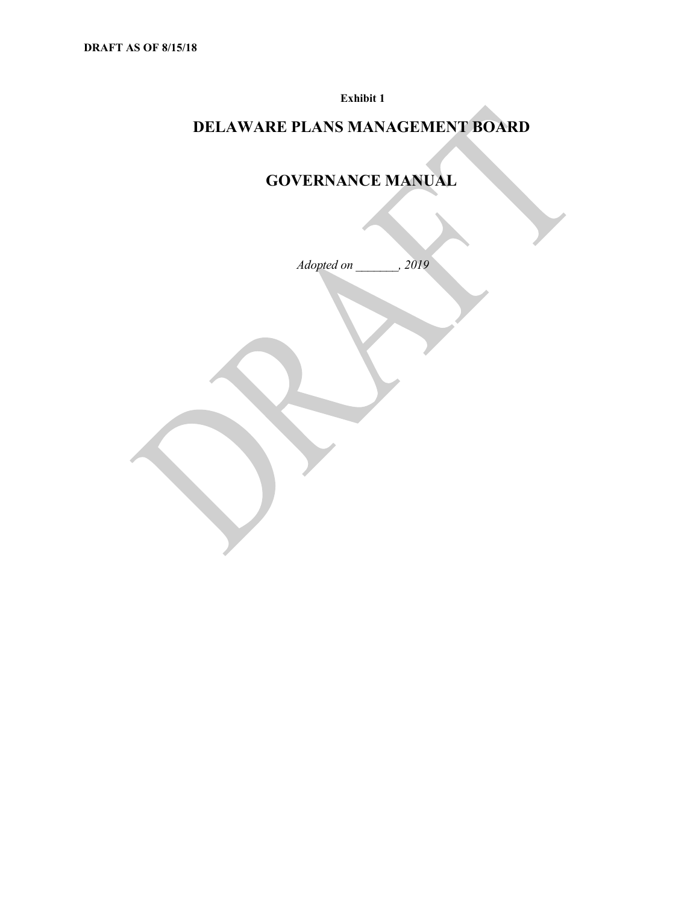**DRAFT AS OF 8/15/18**

**Exhibit 1**

# DELAWARE PLANS MANAGEMENT BOARD

# GOVERNANCE MANUAL

*Adopted on _______, 2019*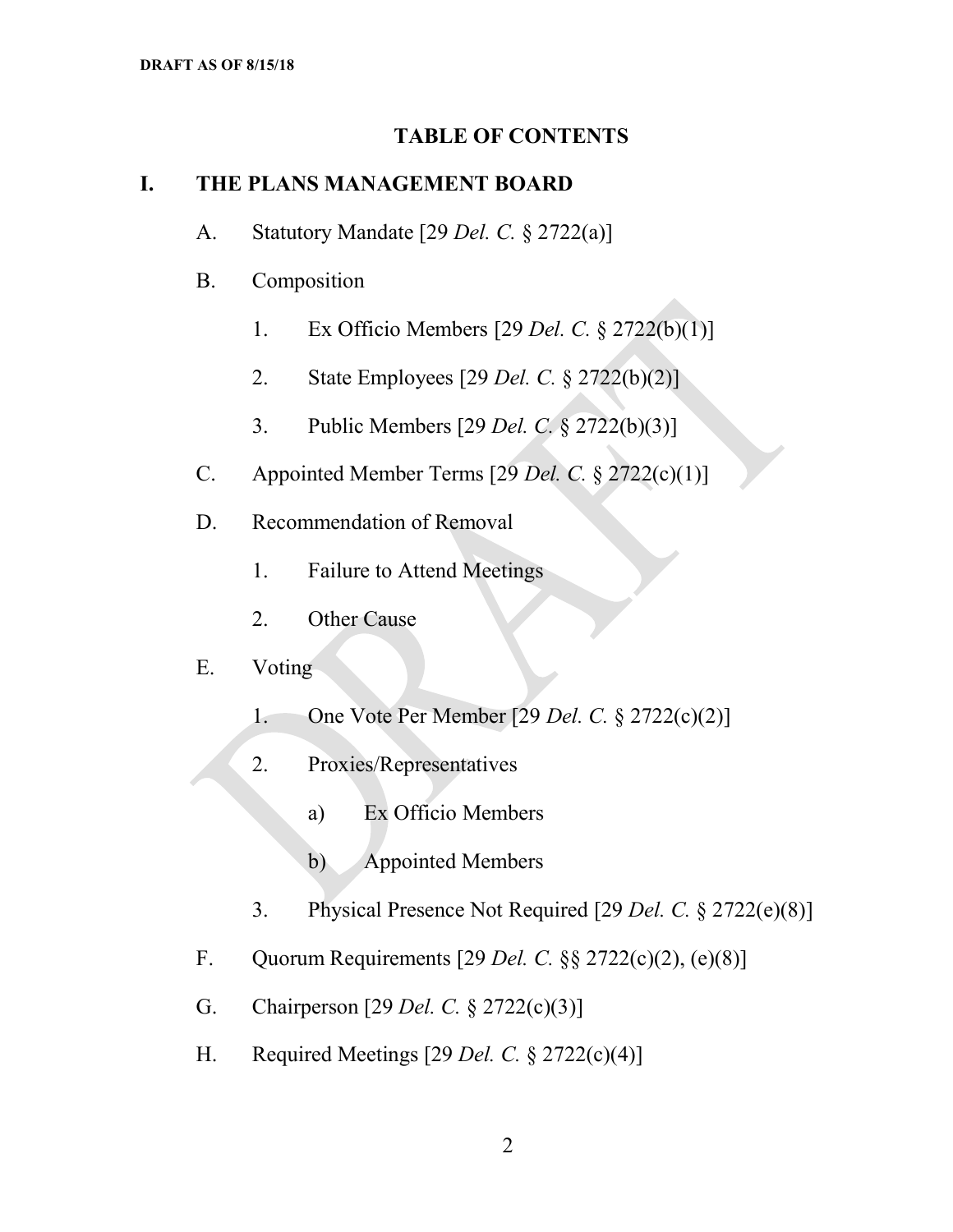# TABLE OF CONTENTS

## I. THE PLANS MANAGEMENT BOARD

A. Statutory Mandate [29 *Del. C.* § 2722(a)]

B. Composition

1. Ex Officio Members [29 *Del. C.* § 2722(b)(1)]
2. State Employees [29 *Del. C.* § 2722(b)(2)]
3. Public Members [29 *Del. C.* § 2722(b)(3)]

C. Appointed Member Terms [29 *Del. C.* § 2722(c)(1)]

D. Recommendation of Removal

1. Failure to Attend Meetings
2. Other Cause

E. Voting

1. One Vote Per Member [29 *Del. C.* § 2722(c)(2)]
2. Proxies/Representatives
    a) Ex Officio Members
    b) Appointed Members
3. Physical Presence Not Required [29 *Del. C.* § 2722(e)(8)]

F. Quorum Requirements [29 *Del. C.* §§ 2722(c)(2), (e)(8)]

G. Chairperson [29 *Del. C.* § 2722(c)(3)]

H. Required Meetings [29 *Del. C.* § 2722(c)(4)]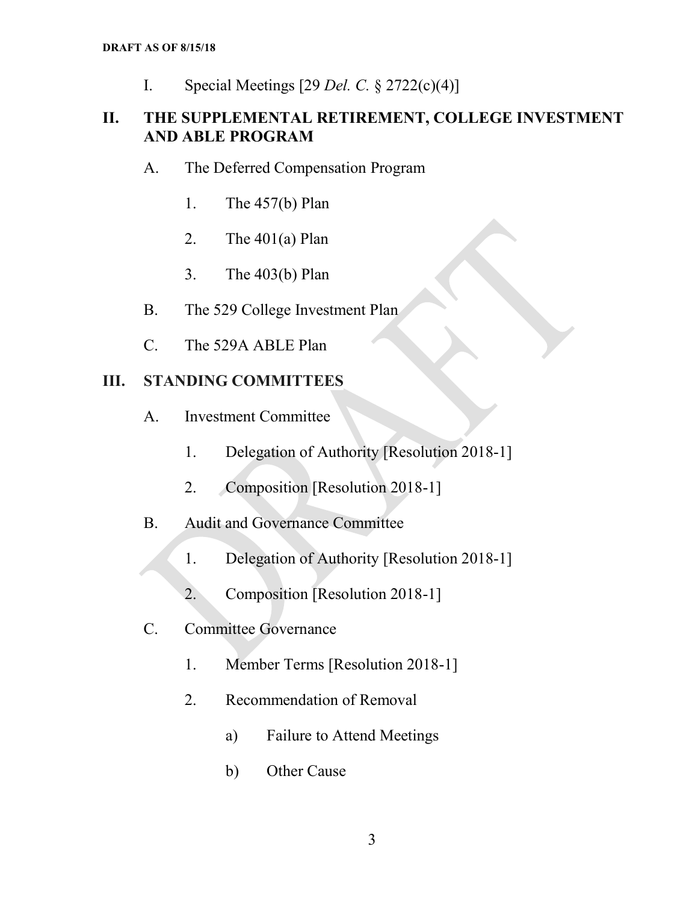I. Special Meetings [29 *Del. C.* § 2722(c)(4)]

## II. THE SUPPLEMENTAL RETIREMENT, COLLEGE INVESTMENT AND ABLE PROGRAM

A. The Deferred Compensation Program

1. The 457(b) Plan

2. The 401(a) Plan

3. The 403(b) Plan

B. The 529 College Investment Plan

C. The 529A ABLE Plan

## III. STANDING COMMITTEES

A. Investment Committee

1. Delegation of Authority [Resolution 2018-1]

2. Composition [Resolution 2018-1]

B. Audit and Governance Committee

1. Delegation of Authority [Resolution 2018-1]

2. Composition [Resolution 2018-1]

C. Committee Governance

1. Member Terms [Resolution 2018-1]

2. Recommendation of Removal

a) Failure to Attend Meetings

b) Other Cause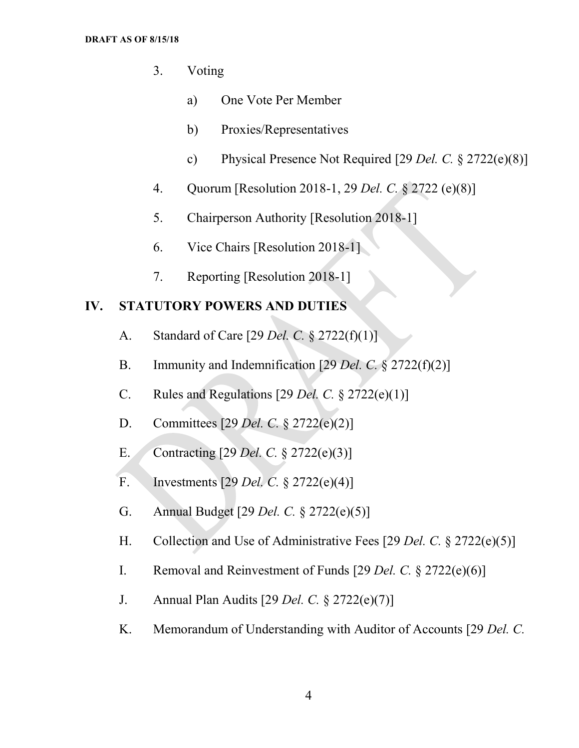3. Voting

   a) One Vote Per Member

   b) Proxies/Representatives

   c) Physical Presence Not Required [29 *Del. C.* § 2722(e)(8)]

4. Quorum [Resolution 2018-1, 29 *Del. C.* § 2722 (e)(8)]

5. Chairperson Authority [Resolution 2018-1]

6. Vice Chairs [Resolution 2018-1]

7. Reporting [Resolution 2018-1]

## IV. STATUTORY POWERS AND DUTIES

A. Standard of Care [29 *Del. C.* § 2722(f)(1)]

B. Immunity and Indemnification [29 *Del. C.* § 2722(f)(2)]

C. Rules and Regulations [29 *Del. C.* § 2722(e)(1)]

D. Committees [29 *Del. C.* § 2722(e)(2)]

E. Contracting [29 *Del. C.* § 2722(e)(3)]

F. Investments [29 *Del. C.* § 2722(e)(4)]

G. Annual Budget [29 *Del. C.* § 2722(e)(5)]

H. Collection and Use of Administrative Fees [29 *Del. C.* § 2722(e)(5)]

I. Removal and Reinvestment of Funds [29 *Del. C.* § 2722(e)(6)]

J. Annual Plan Audits [29 *Del. C.* § 2722(e)(7)]

K. Memorandum of Understanding with Auditor of Accounts [29 *Del. C.*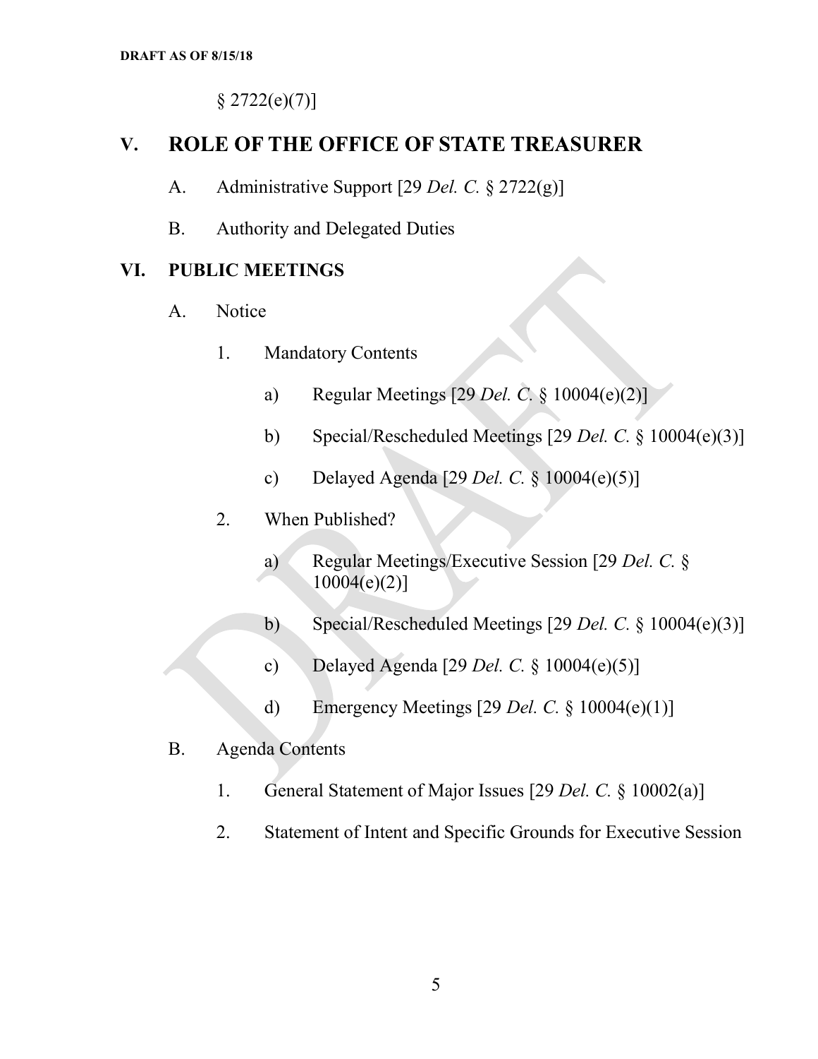§ 2722(e)(7)]

## V. ROLE OF THE OFFICE OF STATE TREASURER

A. Administrative Support [29 *Del. C.* § 2722(g)]

B. Authority and Delegated Duties

## VI. PUBLIC MEETINGS

A. Notice

1. Mandatory Contents

    a) Regular Meetings [29 *Del. C.* § 10004(e)(2)]

    b) Special/Rescheduled Meetings [29 *Del. C.* § 10004(e)(3)]

    c) Delayed Agenda [29 *Del. C.* § 10004(e)(5)]

2. When Published?

    a) Regular Meetings/Executive Session [29 *Del. C.* § 10004(e)(2)]

    b) Special/Rescheduled Meetings [29 *Del. C.* § 10004(e)(3)]

    c) Delayed Agenda [29 *Del. C.* § 10004(e)(5)]

    d) Emergency Meetings [29 *Del. C.* § 10004(e)(1)]

B. Agenda Contents

1. General Statement of Major Issues [29 *Del. C.* § 10002(a)]

2. Statement of Intent and Specific Grounds for Executive Session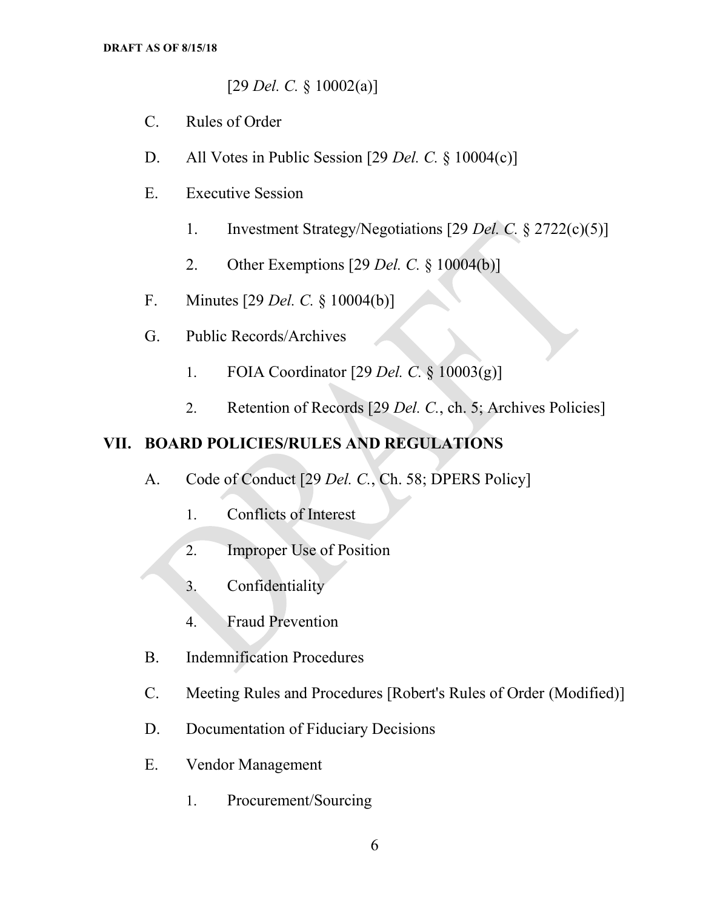[29 *Del. C.* § 10002(a)]

C. Rules of Order

D. All Votes in Public Session [29 *Del. C.* § 10004(c)]

E. Executive Session

   1. Investment Strategy/Negotiations [29 *Del. C.* § 2722(c)(5)]

   2. Other Exemptions [29 *Del. C.* § 10004(b)]

F. Minutes [29 *Del. C.* § 10004(b)]

G. Public Records/Archives

   1. FOIA Coordinator [29 *Del. C.* § 10003(g)]

   2. Retention of Records [29 *Del. C.*, ch. 5; Archives Policies]

## VII. BOARD POLICIES/RULES AND REGULATIONS

A. Code of Conduct [29 *Del. C.*, Ch. 58; DPERS Policy]

   1. Conflicts of Interest

   2. Improper Use of Position

   3. Confidentiality

   4. Fraud Prevention

B. Indemnification Procedures

C. Meeting Rules and Procedures [Robert's Rules of Order (Modified)]

D. Documentation of Fiduciary Decisions

E. Vendor Management

   1. Procurement/Sourcing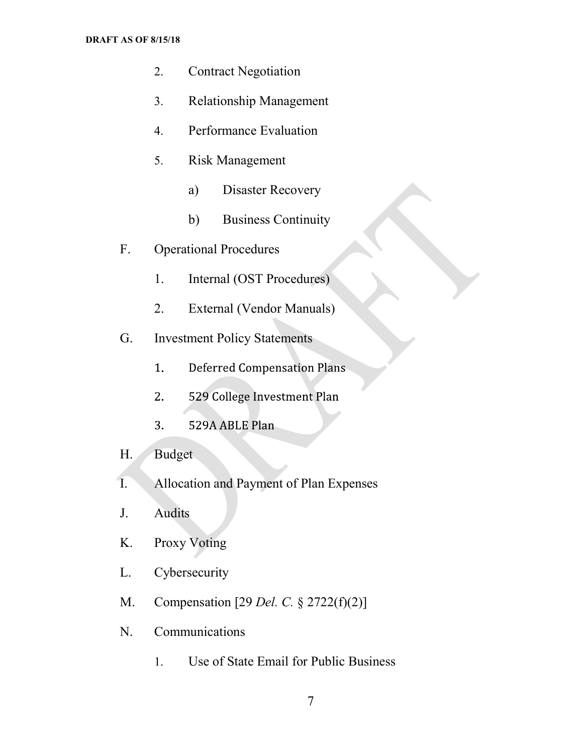2. Contract Negotiation

3. Relationship Management

4. Performance Evaluation

5. Risk Management

   a) Disaster Recovery

   b) Business Continuity

F. Operational Procedures

1. Internal (OST Procedures)

2. External (Vendor Manuals)

G. Investment Policy Statements

1. Deferred Compensation Plans

2. 529 College Investment Plan

3. 529A ABLE Plan

H. Budget

I. Allocation and Payment of Plan Expenses

J. Audits

K. Proxy Voting

L. Cybersecurity

M. Compensation [29 *Del. C.* § 2722(f)(2)]

N. Communications

1. Use of State Email for Public Business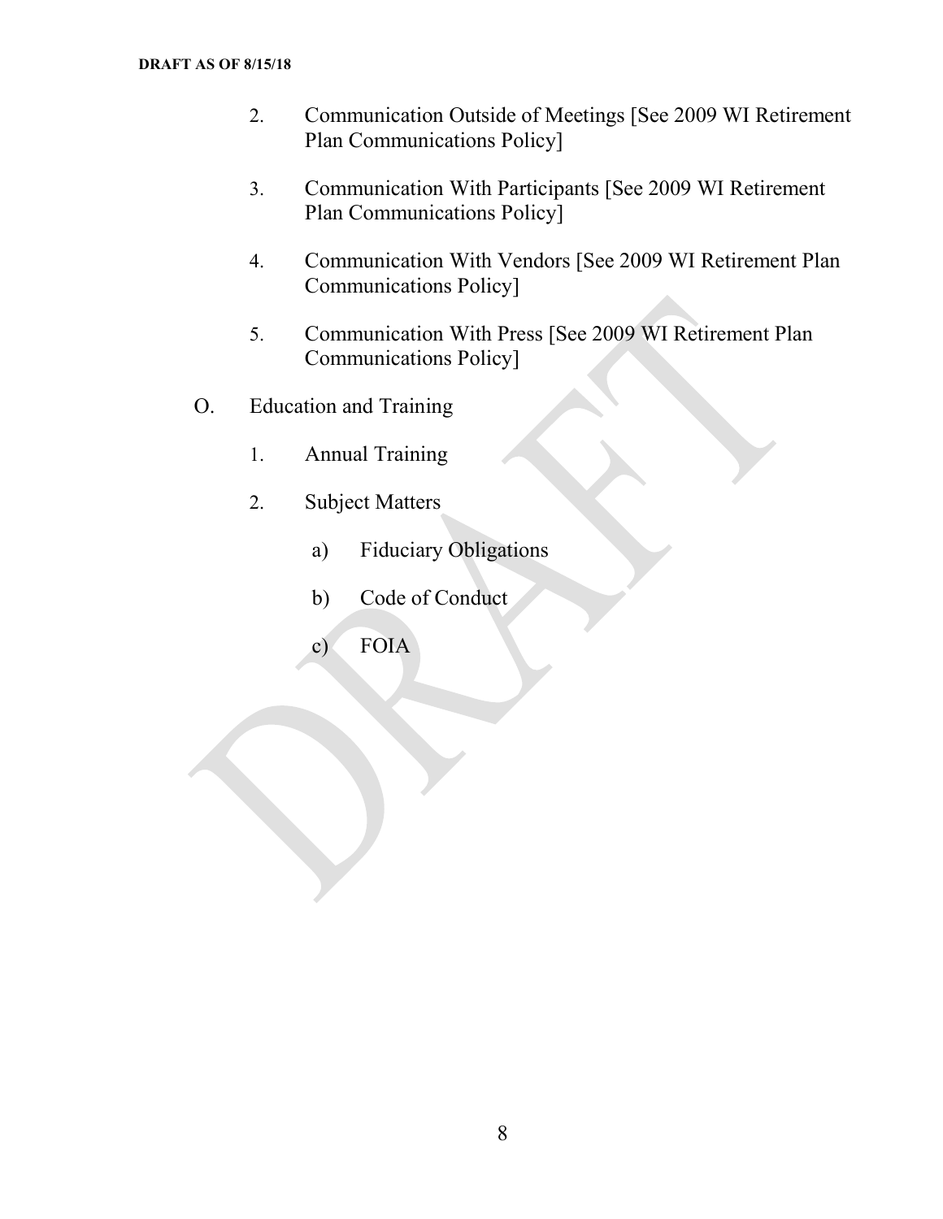2. Communication Outside of Meetings [See 2009 WI Retirement Plan Communications Policy]

3. Communication With Participants [See 2009 WI Retirement Plan Communications Policy]

4. Communication With Vendors [See 2009 WI Retirement Plan Communications Policy]

5. Communication With Press [See 2009 WI Retirement Plan Communications Policy]

O. Education and Training

1. Annual Training

2. Subject Matters

   a) Fiduciary Obligations

   b) Code of Conduct

   c) FOIA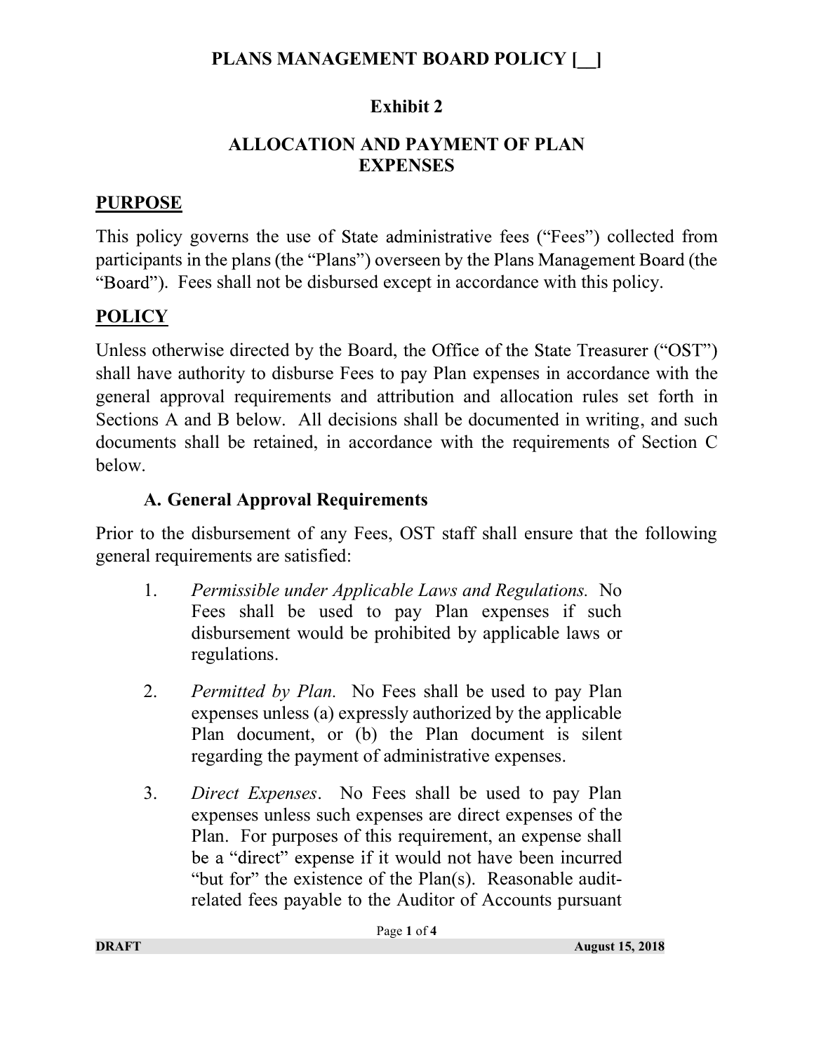# PLANS MANAGEMENT BOARD POLICY [__]

## Exhibit 2

## ALLOCATION AND PAYMENT OF PLAN EXPENSES

### PURPOSE

This policy governs the use of State administrative fees ("Fees") collected from participants in the plans (the "Plans") overseen by the Plans Management Board (the "Board"). Fees shall not be disbursed except in accordance with this policy.

### POLICY

Unless otherwise directed by the Board, the Office of the State Treasurer ("OST") shall have authority to disburse Fees to pay Plan expenses in accordance with the general approval requirements and attribution and allocation rules set forth in Sections A and B below. All decisions shall be documented in writing, and such documents shall be retained, in accordance with the requirements of Section C below.

#### A. General Approval Requirements

Prior to the disbursement of any Fees, OST staff shall ensure that the following general requirements are satisfied:

1. *Permissible under Applicable Laws and Regulations.* No Fees shall be used to pay Plan expenses if such disbursement would be prohibited by applicable laws or regulations.

2. *Permitted by Plan.* No Fees shall be used to pay Plan expenses unless (a) expressly authorized by the applicable Plan document, or (b) the Plan document is silent regarding the payment of administrative expenses.

3. *Direct Expenses*. No Fees shall be used to pay Plan expenses unless such expenses are direct expenses of the Plan. For purposes of this requirement, an expense shall be a "direct" expense if it would not have been incurred "but for" the existence of the Plan(s). Reasonable audit-related fees payable to the Auditor of Accounts pursuant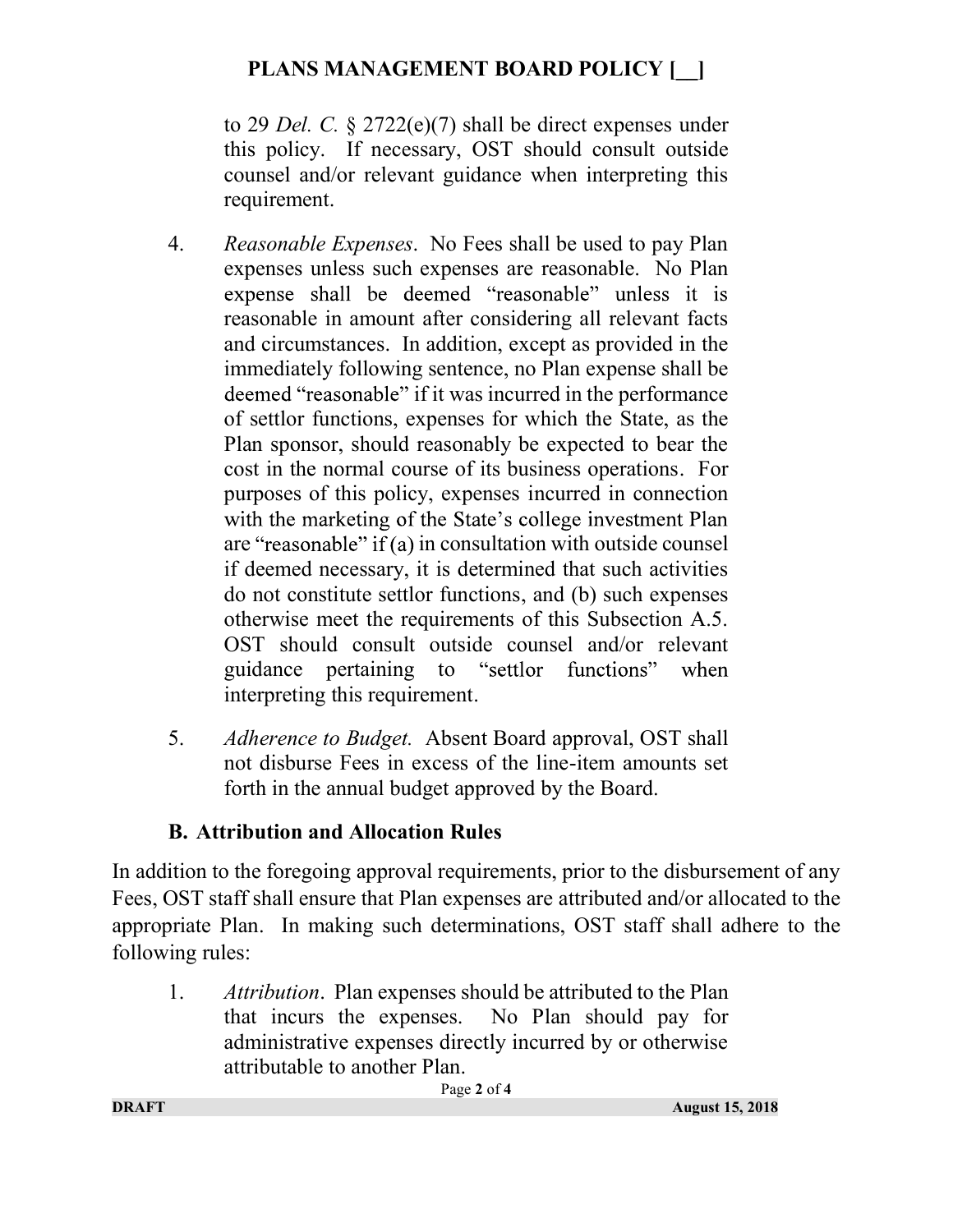to 29 *Del. C.* § 2722(e)(7) shall be direct expenses under this policy. If necessary, OST should consult outside counsel and/or relevant guidance when interpreting this requirement.

4. *Reasonable Expenses*. No Fees shall be used to pay Plan expenses unless such expenses are reasonable. No Plan expense shall be deemed "reasonable" unless it is reasonable in amount after considering all relevant facts and circumstances. In addition, except as provided in the immediately following sentence, no Plan expense shall be deemed "reasonable" if it was incurred in the performance of settlor functions, expenses for which the State, as the Plan sponsor, should reasonably be expected to bear the cost in the normal course of its business operations. For purposes of this policy, expenses incurred in connection with the marketing of the State's college investment Plan are "reasonable" if (a) in consultation with outside counsel if deemed necessary, it is determined that such activities do not constitute settlor functions, and (b) such expenses otherwise meet the requirements of this Subsection A.5. OST should consult outside counsel and/or relevant guidance pertaining to "settlor functions" when interpreting this requirement.

5. *Adherence to Budget.* Absent Board approval, OST shall not disburse Fees in excess of the line-item amounts set forth in the annual budget approved by the Board.

### B. Attribution and Allocation Rules

In addition to the foregoing approval requirements, prior to the disbursement of any Fees, OST staff shall ensure that Plan expenses are attributed and/or allocated to the appropriate Plan. In making such determinations, OST staff shall adhere to the following rules:

1. *Attribution*. Plan expenses should be attributed to the Plan that incurs the expenses. No Plan should pay for administrative expenses directly incurred by or otherwise attributable to another Plan.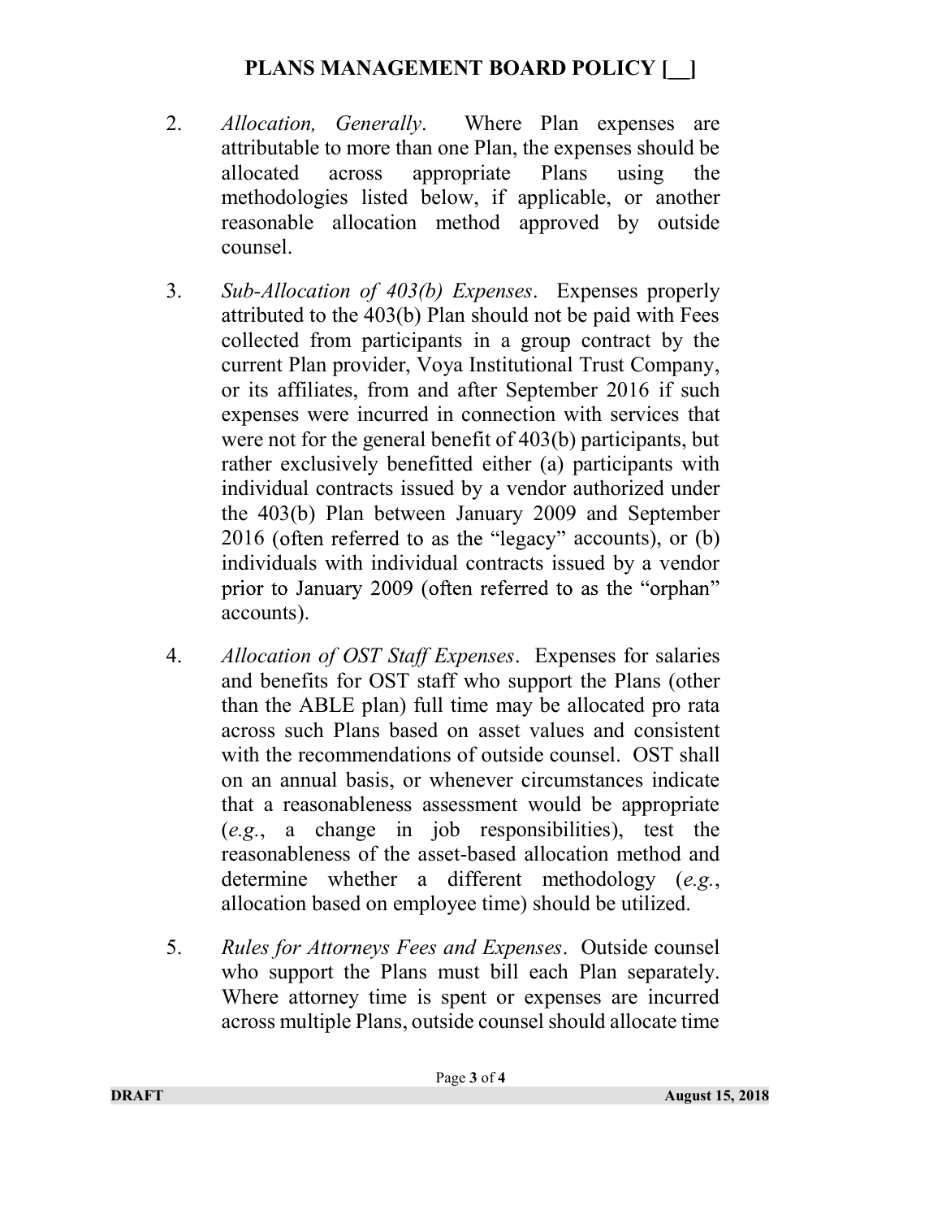2. *Allocation, Generally*. Where Plan expenses are attributable to more than one Plan, the expenses should be allocated across appropriate Plans using the methodologies listed below, if applicable, or another reasonable allocation method approved by outside counsel.

3. *Sub-Allocation of 403(b) Expenses*. Expenses properly attributed to the 403(b) Plan should not be paid with Fees collected from participants in a group contract by the current Plan provider, Voya Institutional Trust Company, or its affiliates, from and after September 2016 if such expenses were incurred in connection with services that were not for the general benefit of 403(b) participants, but rather exclusively benefitted either (a) participants with individual contracts issued by a vendor authorized under the 403(b) Plan between January 2009 and September 2016 (often referred to as the "legacy" accounts), or (b) individuals with individual contracts issued by a vendor prior to January 2009 (often referred to as the "orphan" accounts).

4. *Allocation of OST Staff Expenses*. Expenses for salaries and benefits for OST staff who support the Plans (other than the ABLE plan) full time may be allocated pro rata across such Plans based on asset values and consistent with the recommendations of outside counsel. OST shall on an annual basis, or whenever circumstances indicate that a reasonableness assessment would be appropriate (*e.g.*, a change in job responsibilities), test the reasonableness of the asset-based allocation method and determine whether a different methodology (*e.g.*, allocation based on employee time) should be utilized.

5. *Rules for Attorneys Fees and Expenses*. Outside counsel who support the Plans must bill each Plan separately. Where attorney time is spent or expenses are incurred across multiple Plans, outside counsel should allocate time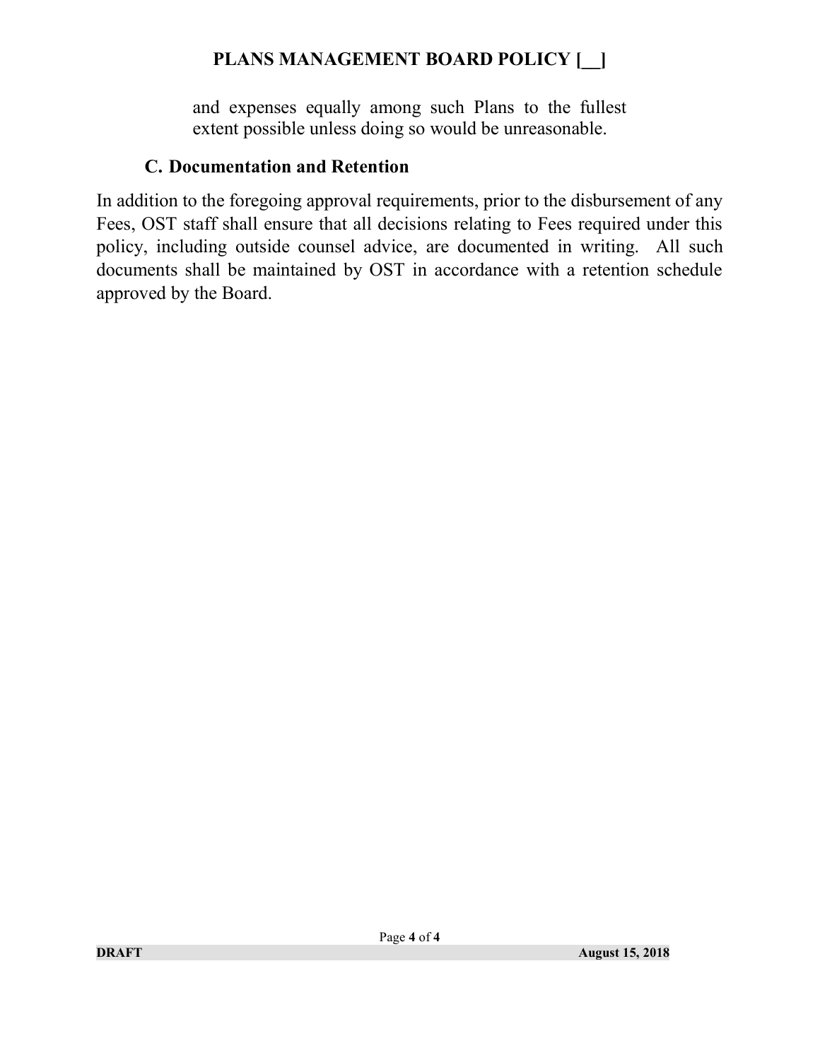and expenses equally among such Plans to the fullest extent possible unless doing so would be unreasonable.

### C. Documentation and Retention

In addition to the foregoing approval requirements, prior to the disbursement of any Fees, OST staff shall ensure that all decisions relating to Fees required under this policy, including outside counsel advice, are documented in writing. All such documents shall be maintained by OST in accordance with a retention schedule approved by the Board.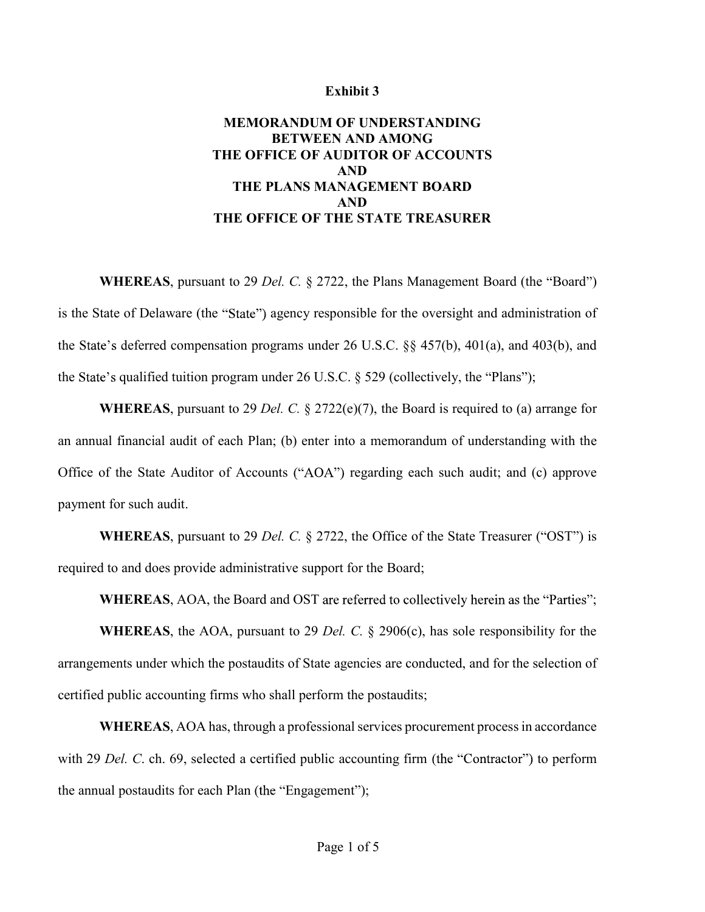**Exhibit 3**

**MEMORANDUM OF UNDERSTANDING BETWEEN AND AMONG THE OFFICE OF AUDITOR OF ACCOUNTS AND THE PLANS MANAGEMENT BOARD AND THE OFFICE OF THE STATE TREASURER**

**WHEREAS**, pursuant to 29 *Del. C.* § 2722, the Plans Management Board (the "Board") is the State of Delaware (the "State") agency responsible for the oversight and administration of the State's deferred compensation programs under 26 U.S.C. §§ 457(b), 401(a), and 403(b), and the State's qualified tuition program under 26 U.S.C. § 529 (collectively, the "Plans");

**WHEREAS**, pursuant to 29 *Del. C.* § 2722(e)(7), the Board is required to (a) arrange for an annual financial audit of each Plan; (b) enter into a memorandum of understanding with the Office of the State Auditor of Accounts ("AOA") regarding each such audit; and (c) approve payment for such audit.

**WHEREAS**, pursuant to 29 *Del. C.* § 2722, the Office of the State Treasurer ("OST") is required to and does provide administrative support for the Board;

**WHEREAS**, AOA, the Board and OST are referred to collectively herein as the "Parties";

**WHEREAS**, the AOA, pursuant to 29 *Del. C.* § 2906(c), has sole responsibility for the arrangements under which the postaudits of State agencies are conducted, and for the selection of certified public accounting firms who shall perform the postaudits;

**WHEREAS**, AOA has, through a professional services procurement process in accordance with 29 *Del. C*. ch. 69, selected a certified public accounting firm (the "Contractor") to perform the annual postaudits for each Plan (the "Engagement");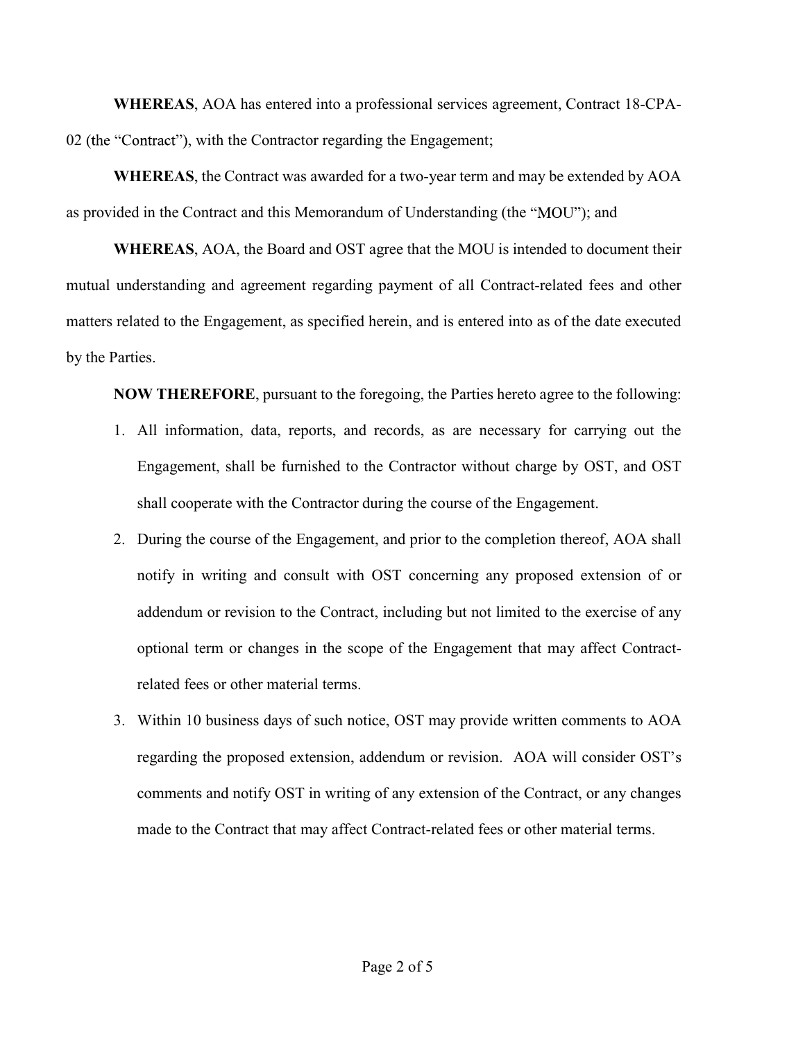**WHEREAS**, AOA has entered into a professional services agreement, Contract 18-CPA-02 (the "Contract"), with the Contractor regarding the Engagement;

**WHEREAS**, the Contract was awarded for a two-year term and may be extended by AOA as provided in the Contract and this Memorandum of Understanding (the "MOU"); and

**WHEREAS**, AOA, the Board and OST agree that the MOU is intended to document their mutual understanding and agreement regarding payment of all Contract-related fees and other matters related to the Engagement, as specified herein, and is entered into as of the date executed by the Parties.

**NOW THEREFORE**, pursuant to the foregoing, the Parties hereto agree to the following:

1. All information, data, reports, and records, as are necessary for carrying out the Engagement, shall be furnished to the Contractor without charge by OST, and OST shall cooperate with the Contractor during the course of the Engagement.
2. During the course of the Engagement, and prior to the completion thereof, AOA shall notify in writing and consult with OST concerning any proposed extension of or addendum or revision to the Contract, including but not limited to the exercise of any optional term or changes in the scope of the Engagement that may affect Contract-related fees or other material terms.
3. Within 10 business days of such notice, OST may provide written comments to AOA regarding the proposed extension, addendum or revision. AOA will consider OST's comments and notify OST in writing of any extension of the Contract, or any changes made to the Contract that may affect Contract-related fees or other material terms.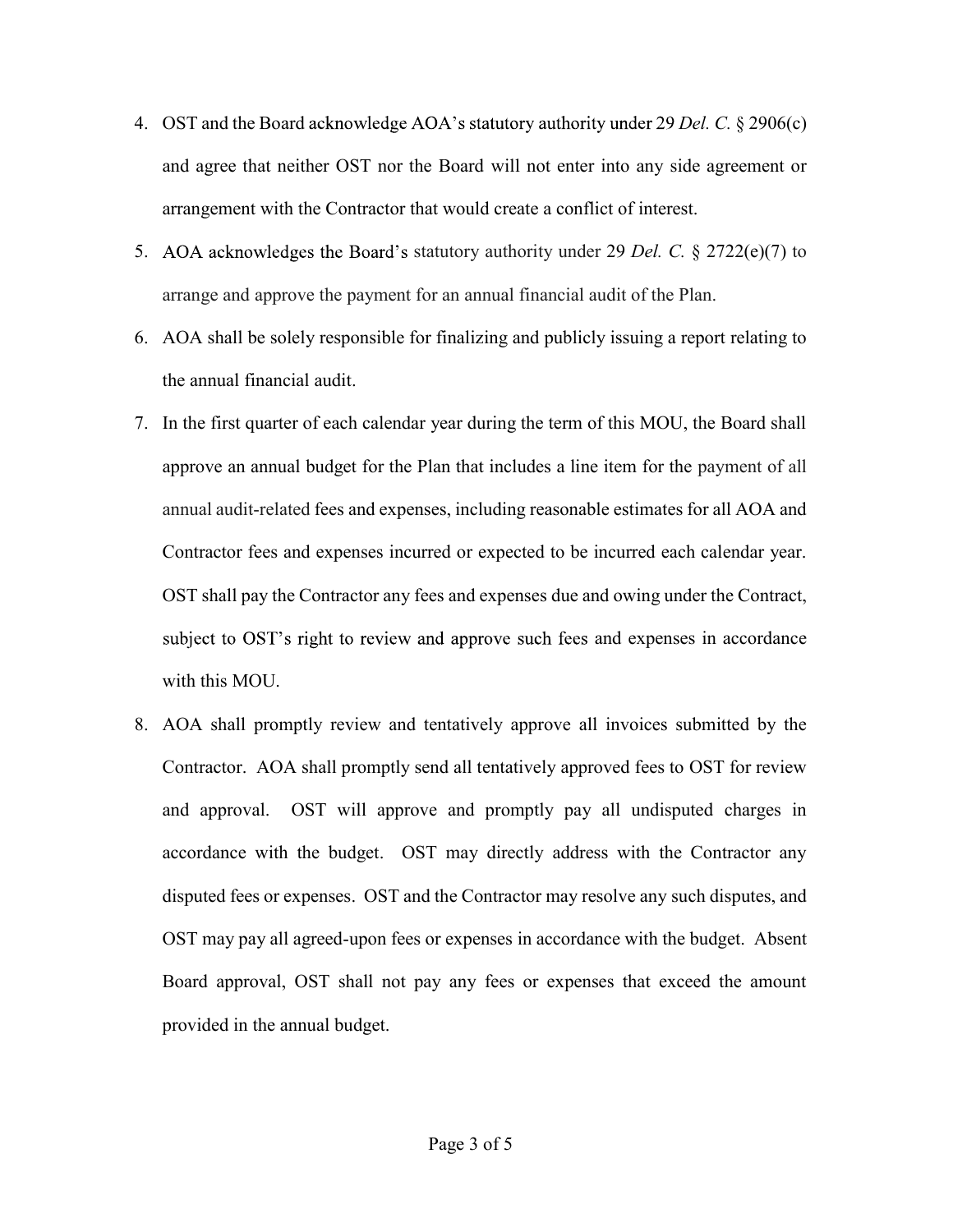4. OST and the Board acknowledge AOA's statutory authority under 29 *Del. C.* § 2906(c) and agree that neither OST nor the Board will not enter into any side agreement or arrangement with the Contractor that would create a conflict of interest.
5. AOA acknowledges the Board's statutory authority under 29 *Del. C.* § 2722(e)(7) to arrange and approve the payment for an annual financial audit of the Plan.
6. AOA shall be solely responsible for finalizing and publicly issuing a report relating to the annual financial audit.
7. In the first quarter of each calendar year during the term of this MOU, the Board shall approve an annual budget for the Plan that includes a line item for the payment of all annual audit-related fees and expenses, including reasonable estimates for all AOA and Contractor fees and expenses incurred or expected to be incurred each calendar year. OST shall pay the Contractor any fees and expenses due and owing under the Contract, subject to OST's right to review and approve such fees and expenses in accordance with this MOU.
8. AOA shall promptly review and tentatively approve all invoices submitted by the Contractor. AOA shall promptly send all tentatively approved fees to OST for review and approval. OST will approve and promptly pay all undisputed charges in accordance with the budget. OST may directly address with the Contractor any disputed fees or expenses. OST and the Contractor may resolve any such disputes, and OST may pay all agreed-upon fees or expenses in accordance with the budget. Absent Board approval, OST shall not pay any fees or expenses that exceed the amount provided in the annual budget.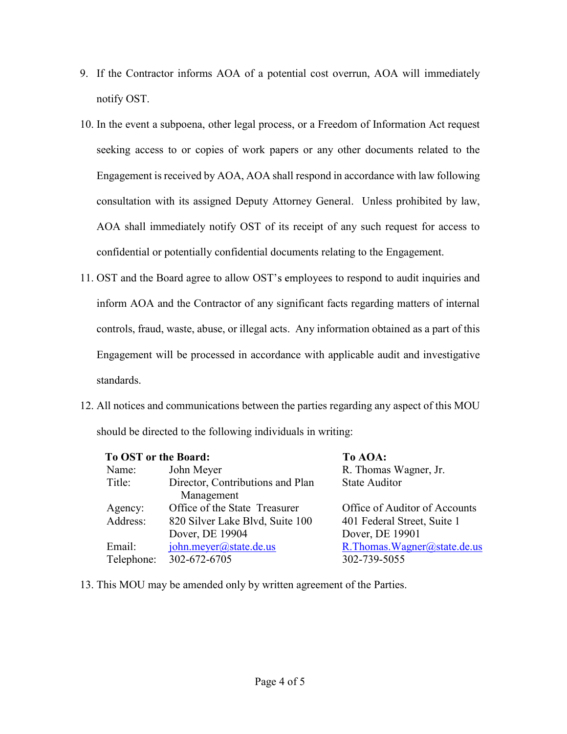9. If the Contractor informs AOA of a potential cost overrun, AOA will immediately notify OST.

10. In the event a subpoena, other legal process, or a Freedom of Information Act request seeking access to or copies of work papers or any other documents related to the Engagement is received by AOA, AOA shall respond in accordance with law following consultation with its assigned Deputy Attorney General. Unless prohibited by law, AOA shall immediately notify OST of its receipt of any such request for access to confidential or potentially confidential documents relating to the Engagement.

11. OST and the Board agree to allow OST's employees to respond to audit inquiries and inform AOA and the Contractor of any significant facts regarding matters of internal controls, fraud, waste, abuse, or illegal acts. Any information obtained as a part of this Engagement will be processed in accordance with applicable audit and investigative standards.

12. All notices and communications between the parties regarding any aspect of this MOU should be directed to the following individuals in writing:

| | **To OST or the Board:** | **To AOA:** |
|---|---|---|
| Name: | John Meyer | R. Thomas Wagner, Jr. |
| Title: | Director, Contributions and Plan Management | State Auditor |
| Agency: | Office of the State Treasurer | Office of Auditor of Accounts |
| Address: | 820 Silver Lake Blvd, Suite 100<br>Dover, DE 19904 | 401 Federal Street, Suite 1<br>Dover, DE 19901 |
| Email: | john.meyer@state.de.us | R.Thomas.Wagner@state.de.us |
| Telephone: | 302-672-6705 | 302-739-5055 |

13. This MOU may be amended only by written agreement of the Parties.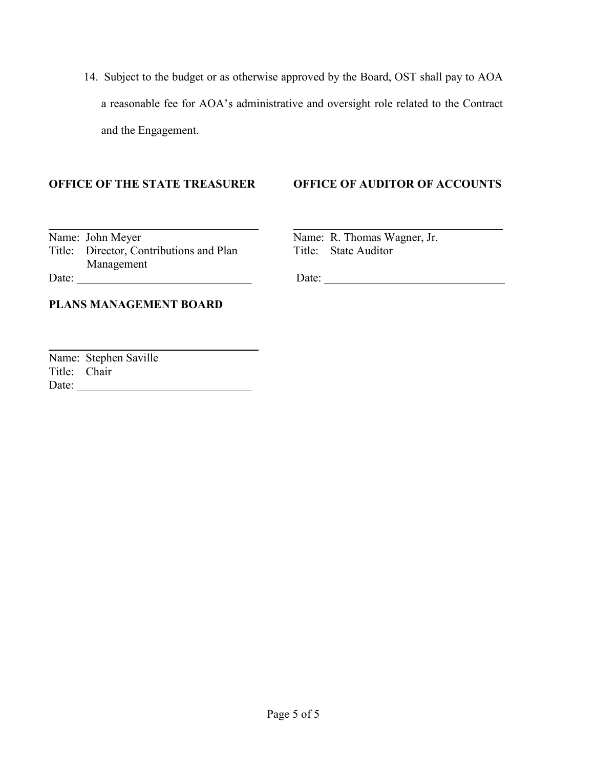14. Subject to the budget or as otherwise approved by the Board, OST shall pay to AOA a reasonable fee for AOA's administrative and oversight role related to the Contract and the Engagement.

**OFFICE OF THE STATE TREASURER**

\_\_\_\_\_\_\_\_\_\_\_\_\_\_\_\_\_\_\_\_\_\_\_\_\_\_\_\_\_\_\_\_\_\_\_\_

Name: John Meyer
Title: Director, Contributions and Plan Management
Date: \_\_\_\_\_\_\_\_\_\_\_\_\_\_\_\_\_\_\_\_\_\_\_\_\_\_\_\_\_\_

**OFFICE OF AUDITOR OF ACCOUNTS**

\_\_\_\_\_\_\_\_\_\_\_\_\_\_\_\_\_\_\_\_\_\_\_\_\_\_\_\_\_\_\_\_\_\_\_\_

Name: R. Thomas Wagner, Jr.
Title: State Auditor
Date: \_\_\_\_\_\_\_\_\_\_\_\_\_\_\_\_\_\_\_\_\_\_\_\_\_\_\_\_\_\_

**PLANS MANAGEMENT BOARD**

\_\_\_\_\_\_\_\_\_\_\_\_\_\_\_\_\_\_\_\_\_\_\_\_\_\_\_\_\_\_\_\_\_\_\_\_

Name: Stephen Saville
Title: Chair
Date: \_\_\_\_\_\_\_\_\_\_\_\_\_\_\_\_\_\_\_\_\_\_\_\_\_\_\_\_\_\_